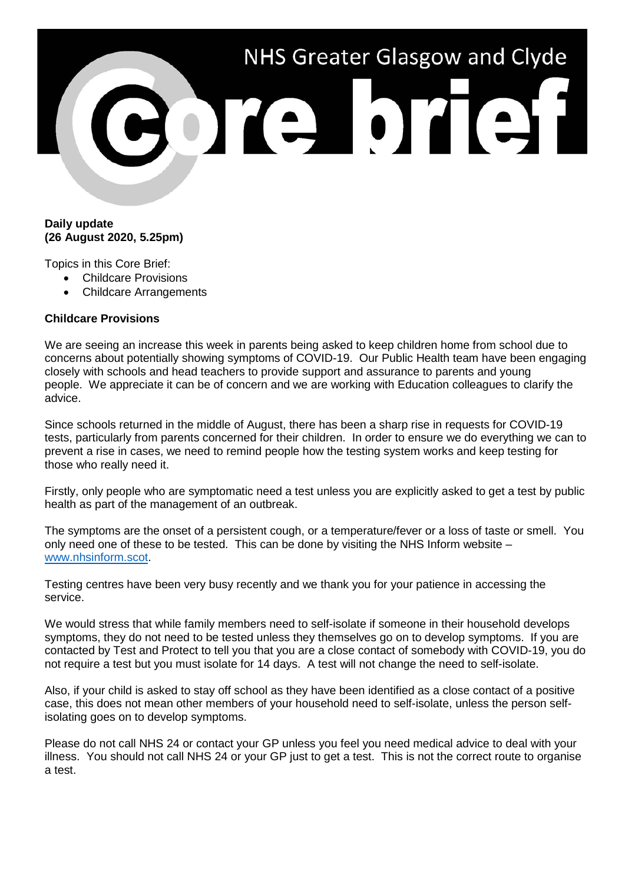# NHS Greater Glasgow and Clyde

# Core brief

**Daily update**
**(26 August 2020, 5.25pm)**

Topics in this Core Brief:

- Childcare Provisions
- Childcare Arrangements

**Childcare Provisions**

We are seeing an increase this week in parents being asked to keep children home from school due to concerns about potentially showing symptoms of COVID-19. Our Public Health team have been engaging closely with schools and head teachers to provide support and assurance to parents and young people. We appreciate it can be of concern and we are working with Education colleagues to clarify the advice.

Since schools returned in the middle of August, there has been a sharp rise in requests for COVID-19 tests, particularly from parents concerned for their children. In order to ensure we do everything we can to prevent a rise in cases, we need to remind people how the testing system works and keep testing for those who really need it.

Firstly, only people who are symptomatic need a test unless you are explicitly asked to get a test by public health as part of the management of an outbreak.

The symptoms are the onset of a persistent cough, or a temperature/fever or a loss of taste or smell. You only need one of these to be tested. This can be done by visiting the NHS Inform website – [www.nhsinform.scot](http://www.nhsinform.scot).

Testing centres have been very busy recently and we thank you for your patience in accessing the service.

We would stress that while family members need to self-isolate if someone in their household develops symptoms, they do not need to be tested unless they themselves go on to develop symptoms. If you are contacted by Test and Protect to tell you that you are a close contact of somebody with COVID-19, you do not require a test but you must isolate for 14 days. A test will not change the need to self-isolate.

Also, if your child is asked to stay off school as they have been identified as a close contact of a positive case, this does not mean other members of your household need to self-isolate, unless the person self-isolating goes on to develop symptoms.

Please do not call NHS 24 or contact your GP unless you feel you need medical advice to deal with your illness. You should not call NHS 24 or your GP just to get a test. This is not the correct route to organise a test.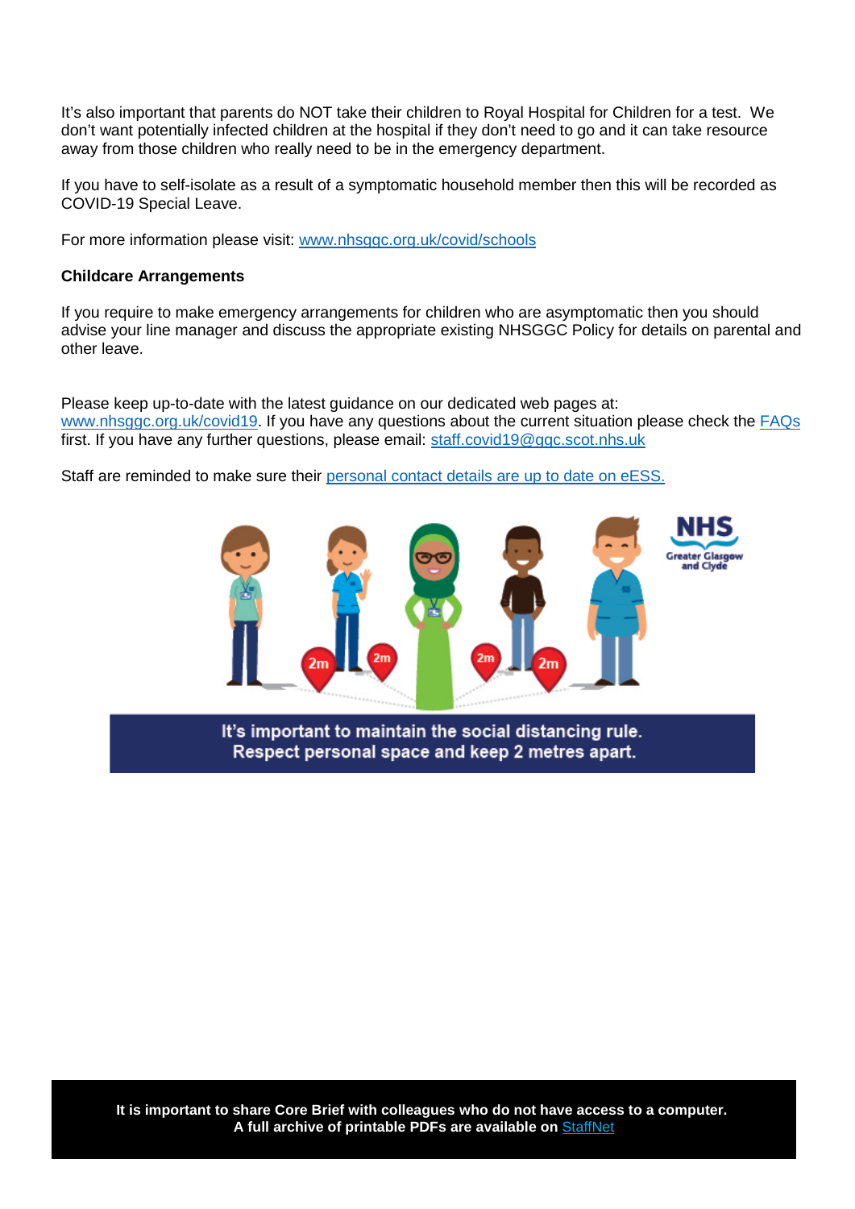It's also important that parents do NOT take their children to Royal Hospital for Children for a test. We don't want potentially infected children at the hospital if they don't need to go and it can take resource away from those children who really need to be in the emergency department.

If you have to self-isolate as a result of a symptomatic household member then this will be recorded as COVID-19 Special Leave.

For more information please visit: [www.nhsggc.org.uk/covid/schools](www.nhsggc.org.uk/covid/schools)

**Childcare Arrangements**

If you require to make emergency arrangements for children who are asymptomatic then you should advise your line manager and discuss the appropriate existing NHSGGC Policy for details on parental and other leave.

Please keep up-to-date with the latest guidance on our dedicated web pages at: [www.nhsggc.org.uk/covid19](www.nhsggc.org.uk/covid19). If you have any questions about the current situation please check the FAQs first. If you have any further questions, please email: staff.covid19@ggc.scot.nhs.uk

Staff are reminded to make sure their personal contact details are up to date on eESS.

It's important to maintain the social distancing rule.
Respect personal space and keep 2 metres apart.

**It is important to share Core Brief with colleagues who do not have access to a computer.**
**A full archive of printable PDFs are available on StaffNet**